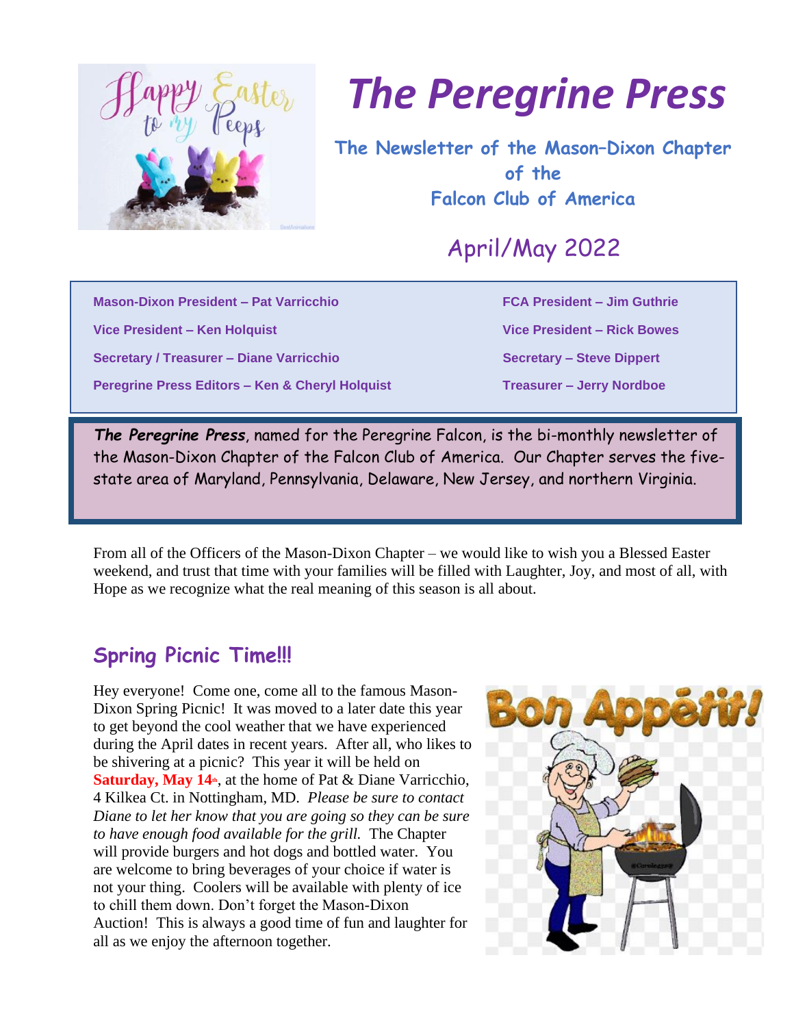# The Peregrine Press

## The Newsletter of the Mason–Dixon Chapter of the Falcon Club of America

## April/May 2022

**Mason-Dixon President – Pat Varricchio**

**Vice President – Ken Holquist**

**Secretary / Treasurer – Diane Varricchio**

**Peregrine Press Editors – Ken & Cheryl Holquist**

**FCA President – Jim Guthrie**

**Vice President – Rick Bowes**

**Secretary – Steve Dippert**

**Treasurer – Jerry Nordboe**

***The Peregrine Press***, named for the Peregrine Falcon, is the bi-monthly newsletter of the Mason-Dixon Chapter of the Falcon Club of America. Our Chapter serves the five-state area of Maryland, Pennsylvania, Delaware, New Jersey, and northern Virginia.

From all of the Officers of the Mason-Dixon Chapter – we would like to wish you a Blessed Easter weekend, and trust that time with your families will be filled with Laughter, Joy, and most of all, with Hope as we recognize what the real meaning of this season is all about.

## Spring Picnic Time!!!

Hey everyone! Come one, come all to the famous Mason-Dixon Spring Picnic! It was moved to a later date this year to get beyond the cool weather that we have experienced during the April dates in recent years. After all, who likes to be shivering at a picnic? This year it will be held on **Saturday, May 14th**, at the home of Pat & Diane Varricchio, 4 Kilkea Ct. in Nottingham, MD. *Please be sure to contact Diane to let her know that you are going so they can be sure to have enough food available for the grill.* The Chapter will provide burgers and hot dogs and bottled water. You are welcome to bring beverages of your choice if water is not your thing. Coolers will be available with plenty of ice to chill them down. Don't forget the Mason-Dixon Auction! This is always a good time of fun and laughter for all as we enjoy the afternoon together.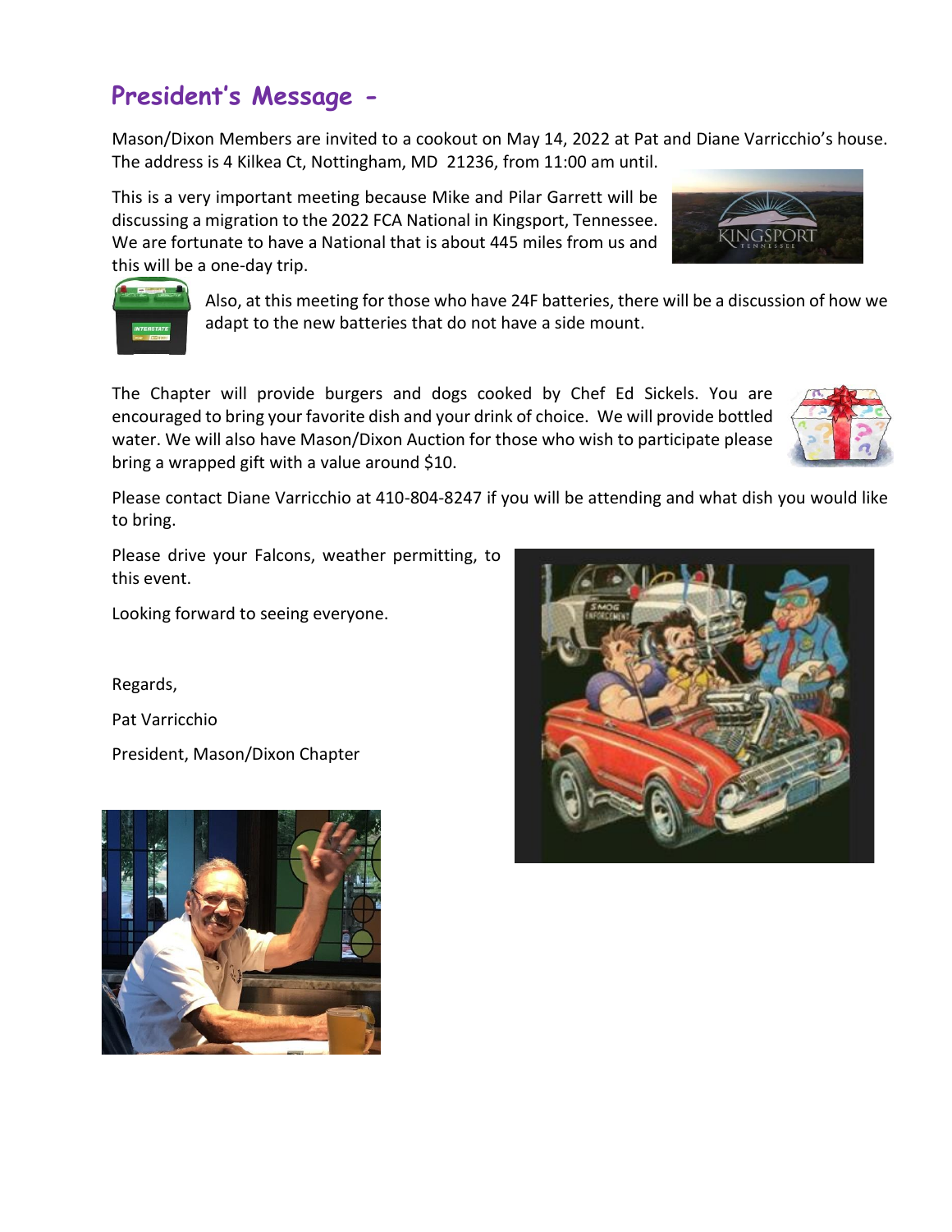## President's Message -

Mason/Dixon Members are invited to a cookout on May 14, 2022 at Pat and Diane Varricchio's house. The address is 4 Kilkea Ct, Nottingham, MD 21236, from 11:00 am until.

This is a very important meeting because Mike and Pilar Garrett will be discussing a migration to the 2022 FCA National in Kingsport, Tennessee. We are fortunate to have a National that is about 445 miles from us and this will be a one-day trip.

Also, at this meeting for those who have 24F batteries, there will be a discussion of how we adapt to the new batteries that do not have a side mount.

The Chapter will provide burgers and dogs cooked by Chef Ed Sickels. You are encouraged to bring your favorite dish and your drink of choice. We will provide bottled water. We will also have Mason/Dixon Auction for those who wish to participate please bring a wrapped gift with a value around $10.

Please contact Diane Varricchio at 410-804-8247 if you will be attending and what dish you would like to bring.

Please drive your Falcons, weather permitting, to this event.

Looking forward to seeing everyone.

Regards,

Pat Varricchio

President, Mason/Dixon Chapter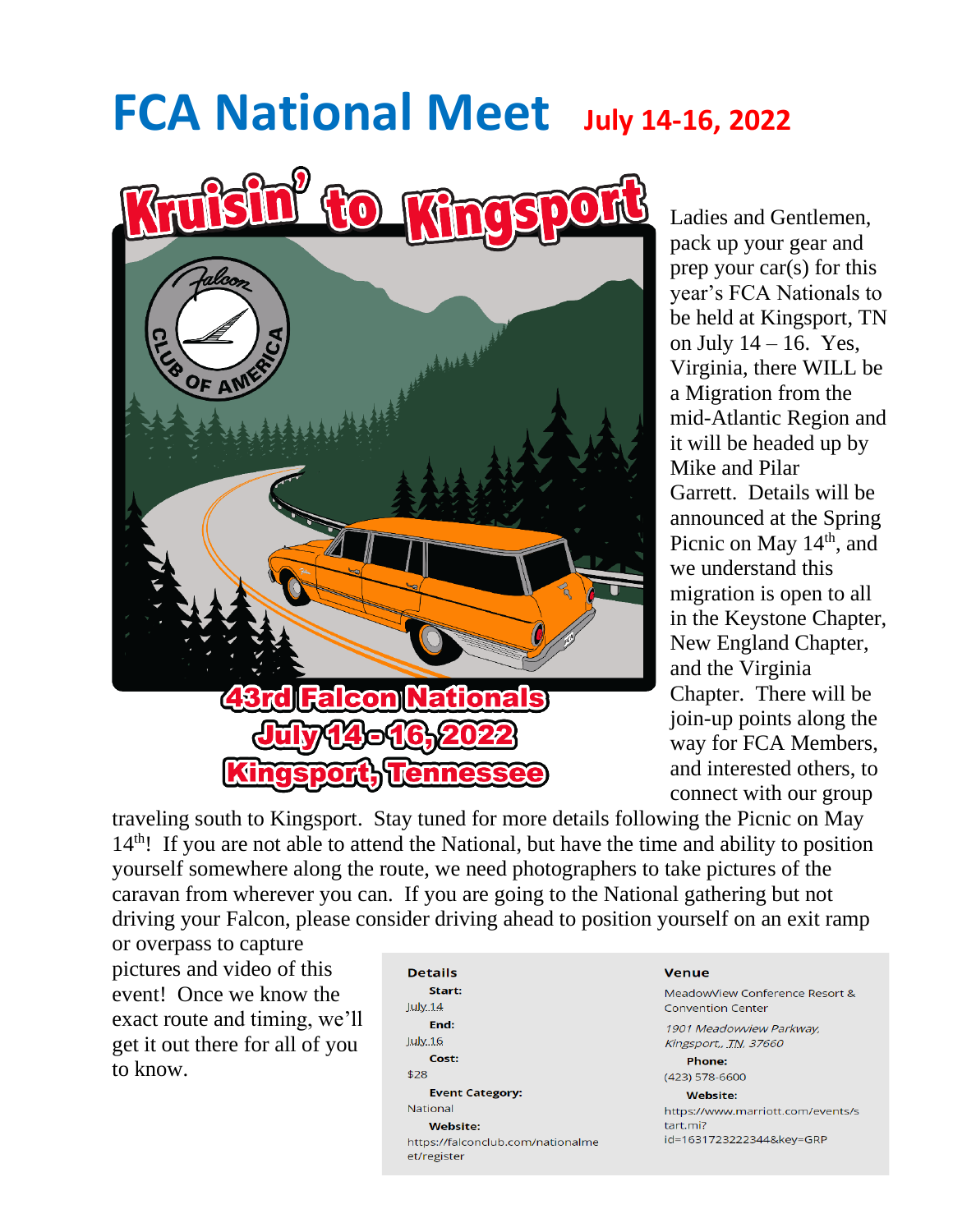# FCA National Meet July 14-16, 2022

Kruisin' to Kingsport

43rd Falcon Nationals
July 14-16, 2022
Kingsport, Tennessee

Ladies and Gentlemen, pack up your gear and prep your car(s) for this year's FCA Nationals to be held at Kingsport, TN on July 14 – 16. Yes, Virginia, there WILL be a Migration from the mid-Atlantic Region and it will be headed up by Mike and Pilar Garrett. Details will be announced at the Spring Picnic on May 14th, and we understand this migration is open to all in the Keystone Chapter, New England Chapter, and the Virginia Chapter. There will be join-up points along the way for FCA Members, and interested others, to connect with our group traveling south to Kingsport. Stay tuned for more details following the Picnic on May 14th! If you are not able to attend the National, but have the time and ability to position yourself somewhere along the route, we need photographers to take pictures of the caravan from wherever you can. If you are going to the National gathering but not driving your Falcon, please consider driving ahead to position yourself on an exit ramp or overpass to capture pictures and video of this event! Once we know the exact route and timing, we'll get it out there for all of you to know.

**Details**

**Start:**
July 14

**End:**
July 16

**Cost:**
$28

**Event Category:**
National

**Website:**
https://falconclub.com/nationalmeet/register

**Venue**

MeadowView Conference Resort & Convention Center

*1901 Meadowview Parkway, Kingsport, TN 37660*

**Phone:**
(423) 578-6600

**Website:**
https://www.marriott.com/events/start.mi?id=1631723222344&key=GRP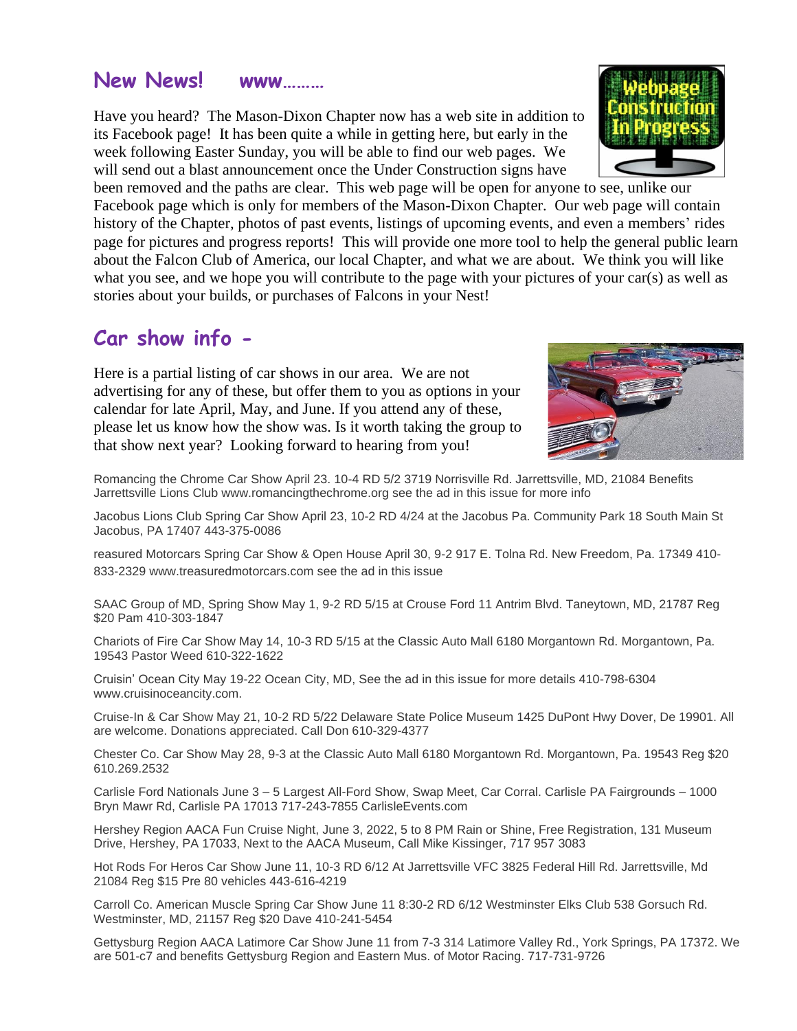## New News! www………

Have you heard? The Mason-Dixon Chapter now has a web site in addition to its Facebook page! It has been quite a while in getting here, but early in the week following Easter Sunday, you will be able to find our web pages. We will send out a blast announcement once the Under Construction signs have been removed and the paths are clear. This web page will be open for anyone to see, unlike our Facebook page which is only for members of the Mason-Dixon Chapter. Our web page will contain history of the Chapter, photos of past events, listings of upcoming events, and even a members' rides page for pictures and progress reports! This will provide one more tool to help the general public learn about the Falcon Club of America, our local Chapter, and what we are about. We think you will like what you see, and we hope you will contribute to the page with your pictures of your car(s) as well as stories about your builds, or purchases of Falcons in your Nest!

## Car show info -

Here is a partial listing of car shows in our area. We are not advertising for any of these, but offer them to you as options in your calendar for late April, May, and June. If you attend any of these, please let us know how the show was. Is it worth taking the group to that show next year? Looking forward to hearing from you!

Romancing the Chrome Car Show April 23. 10-4 RD 5/2 3719 Norrisville Rd. Jarrettsville, MD, 21084 Benefits Jarrettsville Lions Club www.romancingthechrome.org see the ad in this issue for more info

Jacobus Lions Club Spring Car Show April 23, 10-2 RD 4/24 at the Jacobus Pa. Community Park 18 South Main St Jacobus, PA 17407 443-375-0086

reasured Motorcars Spring Car Show & Open House April 30, 9-2 917 E. Tolna Rd. New Freedom, Pa. 17349 410-833-2329 www.treasuredmotorcars.com see the ad in this issue

SAAC Group of MD, Spring Show May 1, 9-2 RD 5/15 at Crouse Ford 11 Antrim Blvd. Taneytown, MD, 21787 Reg $20 Pam 410-303-1847

Chariots of Fire Car Show May 14, 10-3 RD 5/15 at the Classic Auto Mall 6180 Morgantown Rd. Morgantown, Pa. 19543 Pastor Weed 610-322-1622

Cruisin' Ocean City May 19-22 Ocean City, MD, See the ad in this issue for more details 410-798-6304 www.cruisinoceancity.com.

Cruise-In & Car Show May 21, 10-2 RD 5/22 Delaware State Police Museum 1425 DuPont Hwy Dover, De 19901. All are welcome. Donations appreciated. Call Don 610-329-4377

Chester Co. Car Show May 28, 9-3 at the Classic Auto Mall 6180 Morgantown Rd. Morgantown, Pa. 19543 Reg $20 610.269.2532

Carlisle Ford Nationals June 3 – 5 Largest All-Ford Show, Swap Meet, Car Corral. Carlisle PA Fairgrounds – 1000 Bryn Mawr Rd, Carlisle PA 17013 717-243-7855 CarlisleEvents.com

Hershey Region AACA Fun Cruise Night, June 3, 2022, 5 to 8 PM Rain or Shine, Free Registration, 131 Museum Drive, Hershey, PA 17033, Next to the AACA Museum, Call Mike Kissinger, 717 957 3083

Hot Rods For Heros Car Show June 11, 10-3 RD 6/12 At Jarrettsville VFC 3825 Federal Hill Rd. Jarrettsville, Md 21084 Reg $15 Pre 80 vehicles 443-616-4219

Carroll Co. American Muscle Spring Car Show June 11 8:30-2 RD 6/12 Westminster Elks Club 538 Gorsuch Rd. Westminster, MD, 21157 Reg $20 Dave 410-241-5454

Gettysburg Region AACA Latimore Car Show June 11 from 7-3 314 Latimore Valley Rd., York Springs, PA 17372. We are 501-c7 and benefits Gettysburg Region and Eastern Mus. of Motor Racing. 717-731-9726